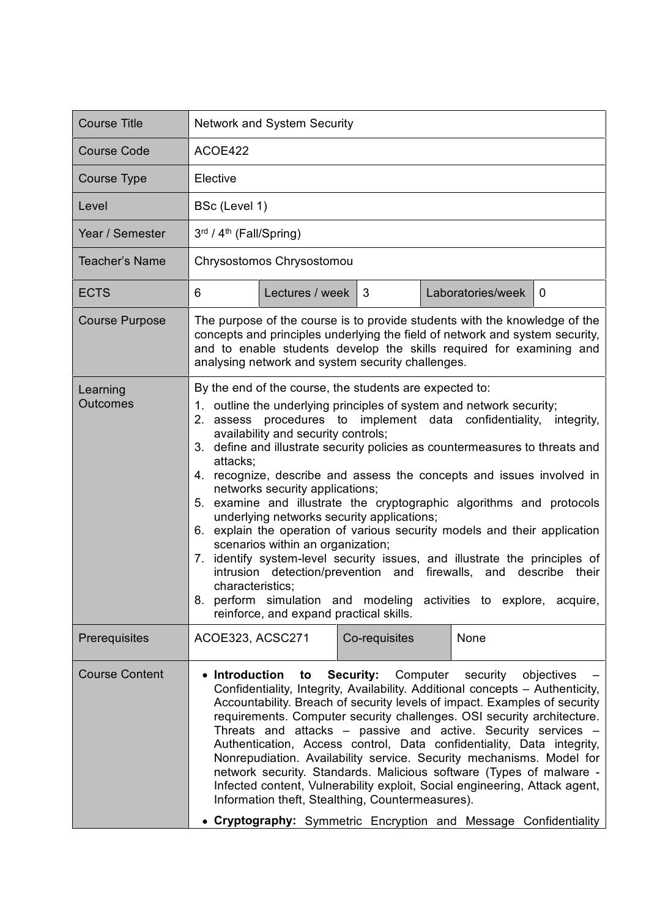| Course Title | Network and System Security | | | | |
|---|---|---|---|---|---|
| Course Code | ACOE422 | | | | |
| Course Type | Elective | | | | |
| Level | BSc (Level 1) | | | | |
| Year / Semester | 3rd / 4th (Fall/Spring) | | | | |
| Teacher's Name | Chrysostomos Chrysostomou | | | | |
| ECTS | 6 | Lectures / week | 3 | Laboratories/week | 0 |
| Course Purpose | The purpose of the course is to provide students with the knowledge of the concepts and principles underlying the field of network and system security, and to enable students develop the skills required for examining and analysing network and system security challenges. | | | | |
| Learning Outcomes | By the end of the course, the students are expected to:<br>1. outline the underlying principles of system and network security;<br>2. assess procedures to implement data confidentiality, integrity, availability and security controls;<br>3. define and illustrate security policies as countermeasures to threats and attacks;<br>4. recognize, describe and assess the concepts and issues involved in networks security applications;<br>5. examine and illustrate the cryptographic algorithms and protocols underlying networks security applications;<br>6. explain the operation of various security models and their application scenarios within an organization;<br>7. identify system-level security issues, and illustrate the principles of intrusion detection/prevention and firewalls, and describe their characteristics;<br>8. perform simulation and modeling activities to explore, acquire, reinforce, and expand practical skills. | | | | |
| Prerequisites | ACOE323, ACSC271 | Co-requisites | None | | |
| Course Content | • **Introduction to Security:** Computer security objectives – Confidentiality, Integrity, Availability. Additional concepts – Authenticity, Accountability. Breach of security levels of impact. Examples of security requirements. Computer security challenges. OSI security architecture. Threats and attacks – passive and active. Security services – Authentication, Access control, Data confidentiality, Data integrity, Nonrepudiation. Availability service. Security mechanisms. Model for network security. Standards. Malicious software (Types of malware - Infected content, Vulnerability exploit, Social engineering, Attack agent, Information theft, Stealthing, Countermeasures).<br>• **Cryptography:** Symmetric Encryption and Message Confidentiality | | | | |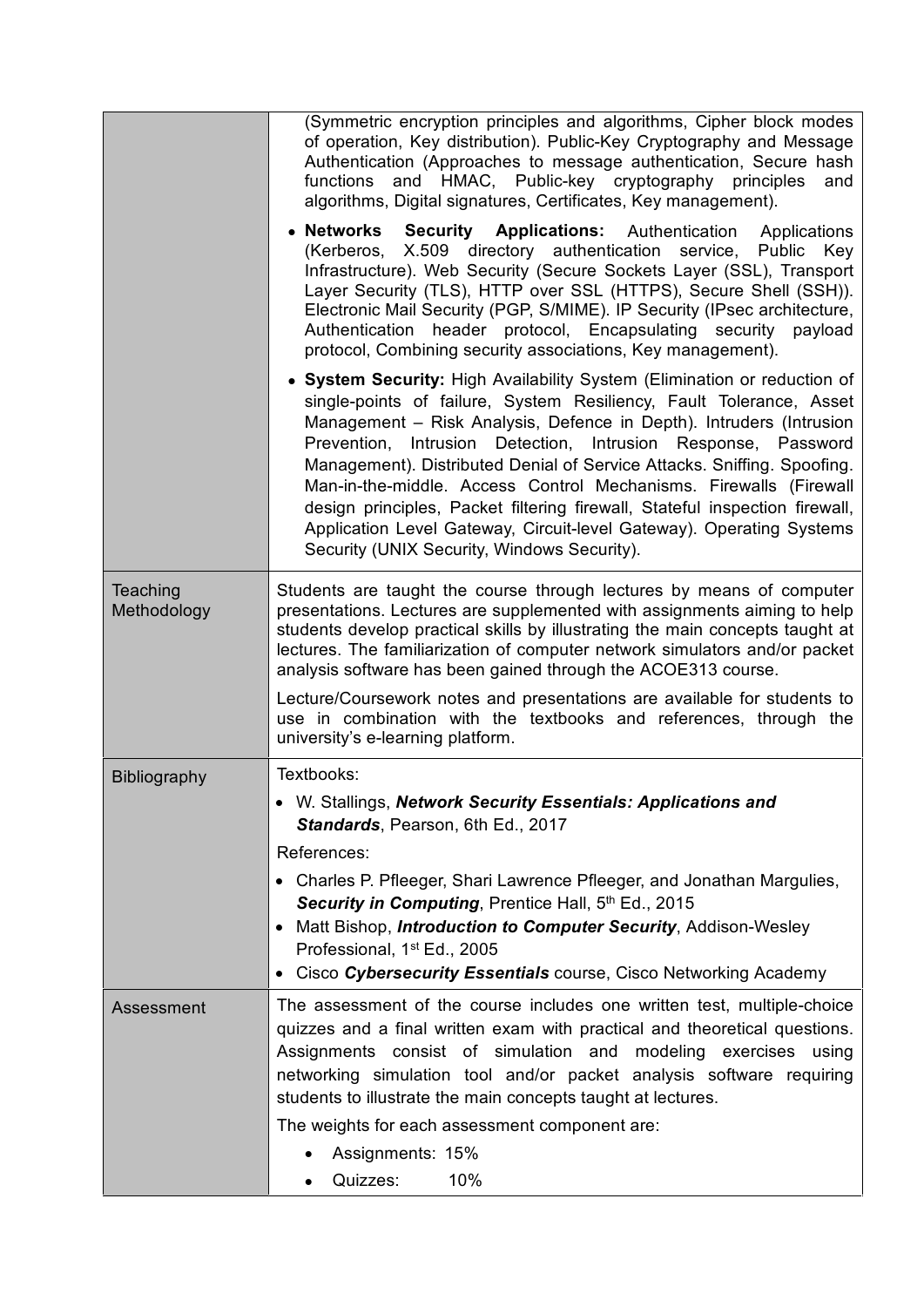| | |
|---|---|
| | (Symmetric encryption principles and algorithms, Cipher block modes of operation, Key distribution). Public-Key Cryptography and Message Authentication (Approaches to message authentication, Secure hash functions and HMAC, Public-key cryptography principles and algorithms, Digital signatures, Certificates, Key management).<br>• **Networks Security Applications:** Authentication Applications (Kerberos, X.509 directory authentication service, Public Key Infrastructure). Web Security (Secure Sockets Layer (SSL), Transport Layer Security (TLS), HTTP over SSL (HTTPS), Secure Shell (SSH)). Electronic Mail Security (PGP, S/MIME). IP Security (IPsec architecture, Authentication header protocol, Encapsulating security payload protocol, Combining security associations, Key management).<br>• **System Security:** High Availability System (Elimination or reduction of single-points of failure, System Resiliency, Fault Tolerance, Asset Management – Risk Analysis, Defence in Depth). Intruders (Intrusion Prevention, Intrusion Detection, Intrusion Response, Password Management). Distributed Denial of Service Attacks. Sniffing. Spoofing. Man-in-the-middle. Access Control Mechanisms. Firewalls (Firewall design principles, Packet filtering firewall, Stateful inspection firewall, Application Level Gateway, Circuit-level Gateway). Operating Systems Security (UNIX Security, Windows Security). |
| Teaching Methodology | Students are taught the course through lectures by means of computer presentations. Lectures are supplemented with assignments aiming to help students develop practical skills by illustrating the main concepts taught at lectures. The familiarization of computer network simulators and/or packet analysis software has been gained through the ACOE313 course.<br>Lecture/Coursework notes and presentations are available for students to use in combination with the textbooks and references, through the university's e-learning platform. |
| Bibliography | Textbooks:<br>• W. Stallings, ***Network Security Essentials: Applications and Standards***, Pearson, 6th Ed., 2017<br>References:<br>• Charles P. Pfleeger, Shari Lawrence Pfleeger, and Jonathan Margulies, ***Security in Computing***, Prentice Hall, 5th Ed., 2015<br>• Matt Bishop, ***Introduction to Computer Security***, Addison-Wesley Professional, 1st Ed., 2005<br>• Cisco ***Cybersecurity Essentials*** course, Cisco Networking Academy |
| Assessment | The assessment of the course includes one written test, multiple-choice quizzes and a final written exam with practical and theoretical questions. Assignments consist of simulation and modeling exercises using networking simulation tool and/or packet analysis software requiring students to illustrate the main concepts taught at lectures.<br>The weights for each assessment component are:<br>• Assignments: 15%<br>• Quizzes: 10% |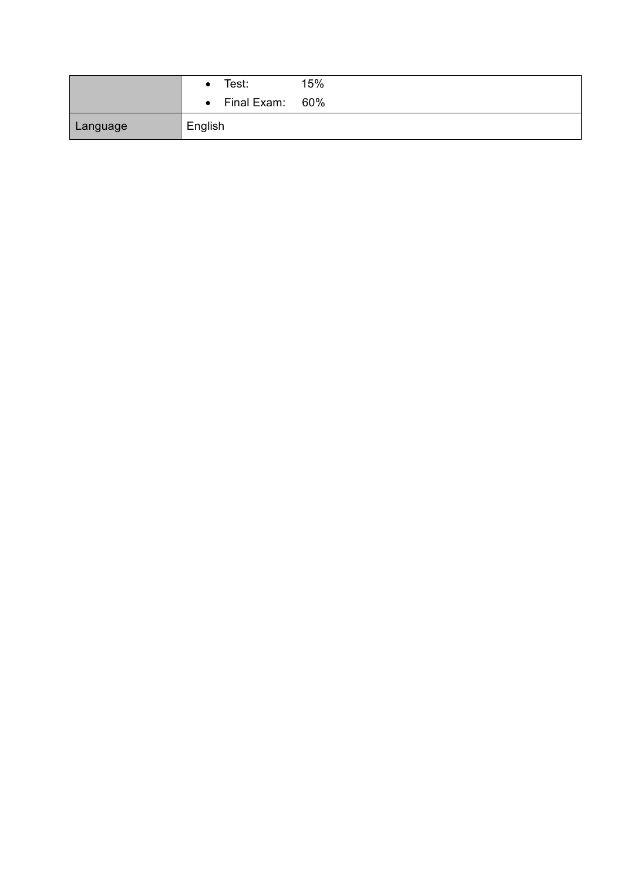| | |
|---|---|
| | • Test: 15%<br>• Final Exam: 60% |
| Language | English |